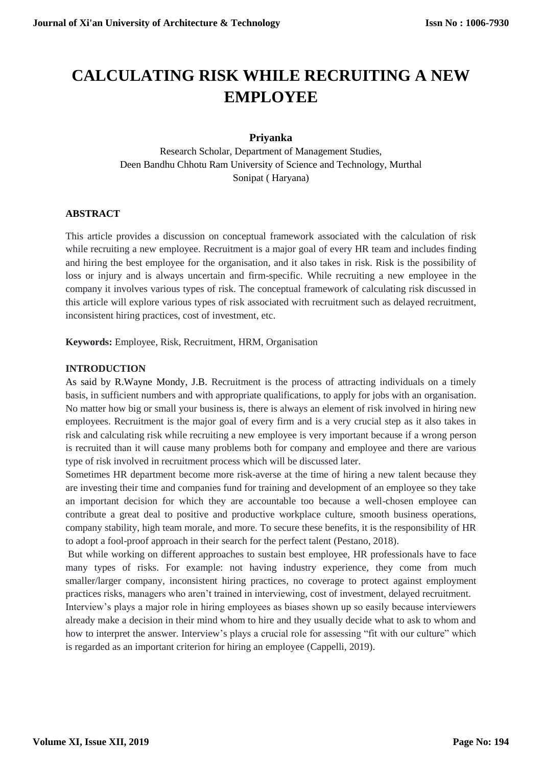# CALCULATING RISK WHILE RECRUITING A NEW EMPLOYEE

**Priyanka**

Research Scholar, Department of Management Studies,
Deen Bandhu Chhotu Ram University of Science and Technology, Murthal
Sonipat ( Haryana)

## ABSTRACT

This article provides a discussion on conceptual framework associated with the calculation of risk while recruiting a new employee. Recruitment is a major goal of every HR team and includes finding and hiring the best employee for the organisation, and it also takes in risk. Risk is the possibility of loss or injury and is always uncertain and firm-specific. While recruiting a new employee in the company it involves various types of risk. The conceptual framework of calculating risk discussed in this article will explore various types of risk associated with recruitment such as delayed recruitment, inconsistent hiring practices, cost of investment, etc.

**Keywords:** Employee, Risk, Recruitment, HRM, Organisation

## INTRODUCTION

As said by R.Wayne Mondy, J.B. Recruitment is the process of attracting individuals on a timely basis, in sufficient numbers and with appropriate qualifications, to apply for jobs with an organisation. No matter how big or small your business is, there is always an element of risk involved in hiring new employees. Recruitment is the major goal of every firm and is a very crucial step as it also takes in risk and calculating risk while recruiting a new employee is very important because if a wrong person is recruited than it will cause many problems both for company and employee and there are various type of risk involved in recruitment process which will be discussed later.

Sometimes HR department become more risk-averse at the time of hiring a new talent because they are investing their time and companies fund for training and development of an employee so they take an important decision for which they are accountable too because a well-chosen employee can contribute a great deal to positive and productive workplace culture, smooth business operations, company stability, high team morale, and more. To secure these benefits, it is the responsibility of HR to adopt a fool-proof approach in their search for the perfect talent (Pestano, 2018).

But while working on different approaches to sustain best employee, HR professionals have to face many types of risks. For example: not having industry experience, they come from much smaller/larger company, inconsistent hiring practices, no coverage to protect against employment practices risks, managers who aren't trained in interviewing, cost of investment, delayed recruitment.

Interview's plays a major role in hiring employees as biases shown up so easily because interviewers already make a decision in their mind whom to hire and they usually decide what to ask to whom and how to interpret the answer. Interview's plays a crucial role for assessing "fit with our culture" which is regarded as an important criterion for hiring an employee (Cappelli, 2019).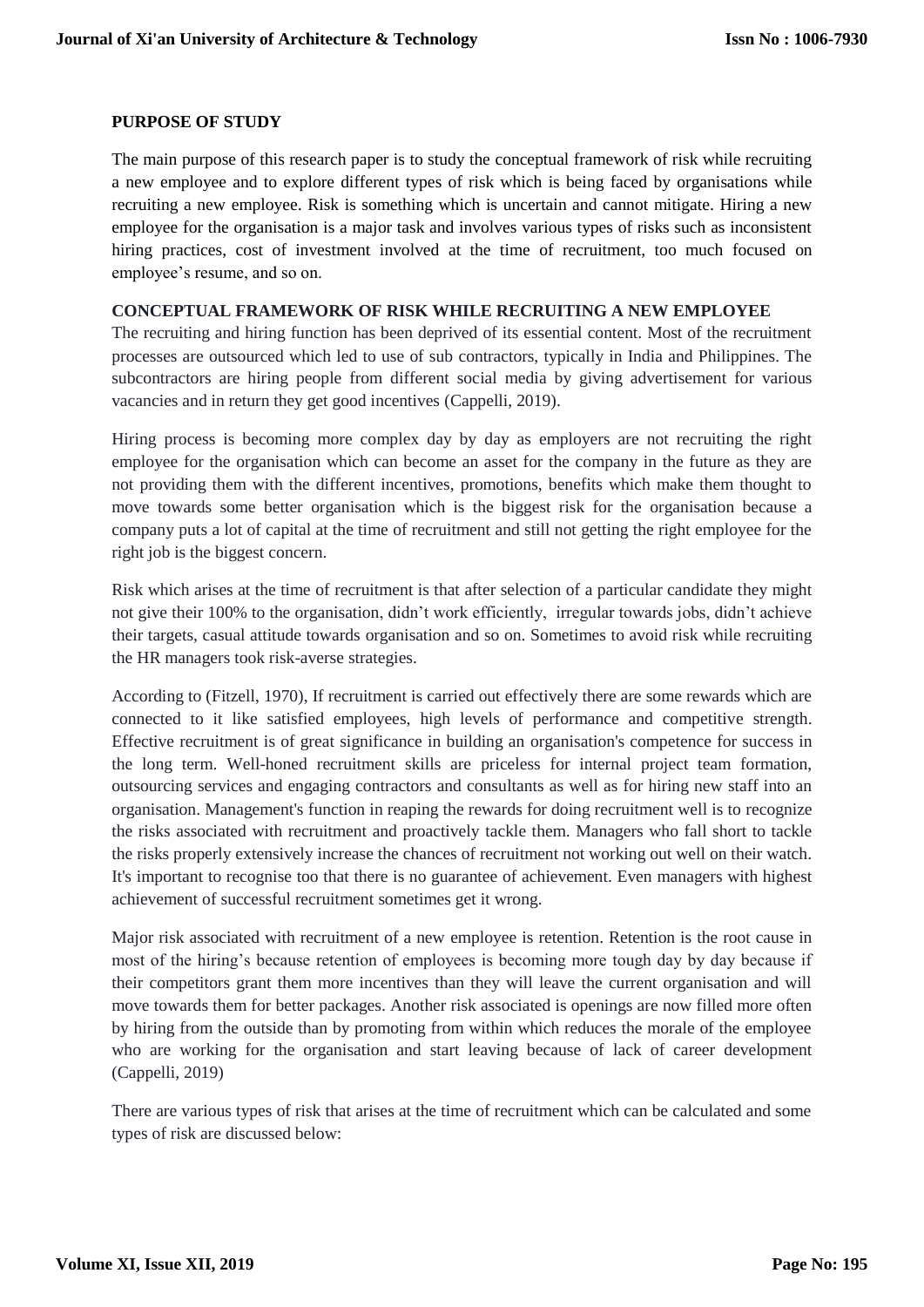**PURPOSE OF STUDY**

The main purpose of this research paper is to study the conceptual framework of risk while recruiting a new employee and to explore different types of risk which is being faced by organisations while recruiting a new employee. Risk is something which is uncertain and cannot mitigate. Hiring a new employee for the organisation is a major task and involves various types of risks such as inconsistent hiring practices, cost of investment involved at the time of recruitment, too much focused on employee's resume, and so on.

**CONCEPTUAL FRAMEWORK OF RISK WHILE RECRUITING A NEW EMPLOYEE**

The recruiting and hiring function has been deprived of its essential content. Most of the recruitment processes are outsourced which led to use of sub contractors, typically in India and Philippines. The subcontractors are hiring people from different social media by giving advertisement for various vacancies and in return they get good incentives (Cappelli, 2019).

Hiring process is becoming more complex day by day as employers are not recruiting the right employee for the organisation which can become an asset for the company in the future as they are not providing them with the different incentives, promotions, benefits which make them thought to move towards some better organisation which is the biggest risk for the organisation because a company puts a lot of capital at the time of recruitment and still not getting the right employee for the right job is the biggest concern.

Risk which arises at the time of recruitment is that after selection of a particular candidate they might not give their 100% to the organisation, didn't work efficiently, irregular towards jobs, didn't achieve their targets, casual attitude towards organisation and so on. Sometimes to avoid risk while recruiting the HR managers took risk-averse strategies.

According to (Fitzell, 1970), If recruitment is carried out effectively there are some rewards which are connected to it like satisfied employees, high levels of performance and competitive strength. Effective recruitment is of great significance in building an organisation's competence for success in the long term. Well-honed recruitment skills are priceless for internal project team formation, outsourcing services and engaging contractors and consultants as well as for hiring new staff into an organisation. Management's function in reaping the rewards for doing recruitment well is to recognize the risks associated with recruitment and proactively tackle them. Managers who fall short to tackle the risks properly extensively increase the chances of recruitment not working out well on their watch. It's important to recognise too that there is no guarantee of achievement. Even managers with highest achievement of successful recruitment sometimes get it wrong.

Major risk associated with recruitment of a new employee is retention. Retention is the root cause in most of the hiring's because retention of employees is becoming more tough day by day because if their competitors grant them more incentives than they will leave the current organisation and will move towards them for better packages. Another risk associated is openings are now filled more often by hiring from the outside than by promoting from within which reduces the morale of the employee who are working for the organisation and start leaving because of lack of career development (Cappelli, 2019)

There are various types of risk that arises at the time of recruitment which can be calculated and some types of risk are discussed below: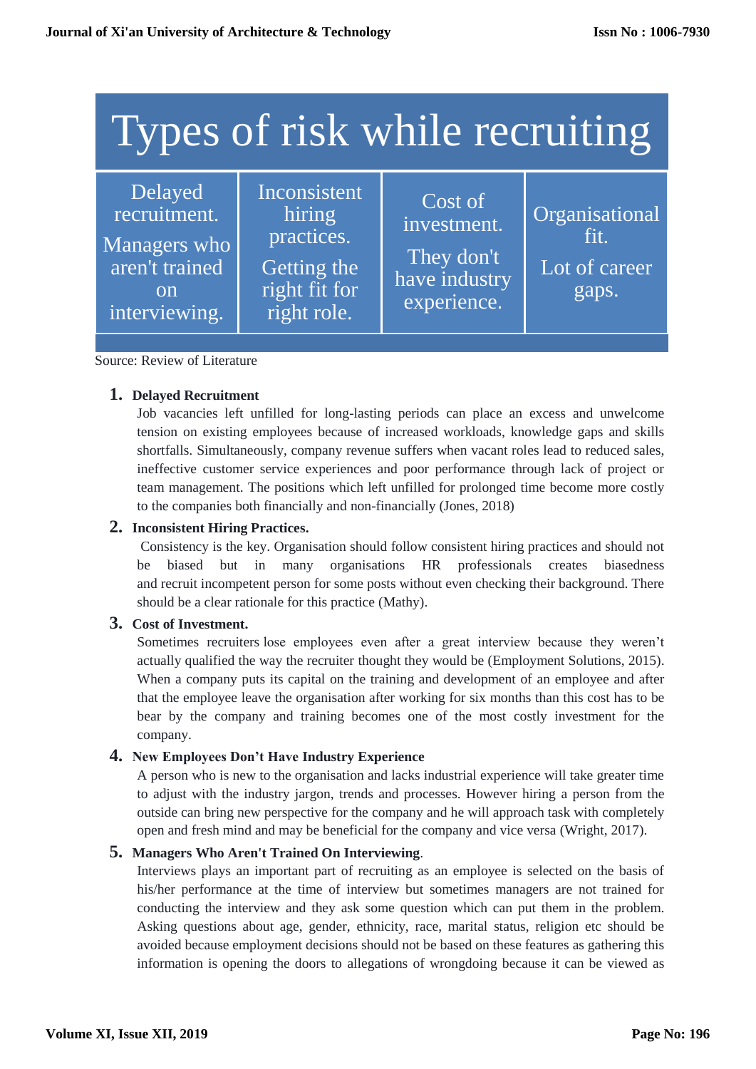| Types of risk while recruiting | | | |
|---|---|---|---|
| Delayed recruitment. Managers who aren't trained on interviewing. | Inconsistent hiring practices. Getting the right fit for right role. | Cost of investment. They don't have industry experience. | Organisational fit. Lot of career gaps. |

Source: Review of Literature

1. **Delayed Recruitment**

   Job vacancies left unfilled for long-lasting periods can place an excess and unwelcome tension on existing employees because of increased workloads, knowledge gaps and skills shortfalls. Simultaneously, company revenue suffers when vacant roles lead to reduced sales, ineffective customer service experiences and poor performance through lack of project or team management. The positions which left unfilled for prolonged time become more costly to the companies both financially and non-financially (Jones, 2018)

2. **Inconsistent Hiring Practices.**

   Consistency is the key. Organisation should follow consistent hiring practices and should not be biased but in many organisations HR professionals creates biasedness and recruit incompetent person for some posts without even checking their background. There should be a clear rationale for this practice (Mathy).

3. **Cost of Investment.**

   Sometimes recruiters lose employees even after a great interview because they weren't actually qualified the way the recruiter thought they would be (Employment Solutions, 2015). When a company puts its capital on the training and development of an employee and after that the employee leave the organisation after working for six months than this cost has to be bear by the company and training becomes one of the most costly investment for the company.

4. **New Employees Don't Have Industry Experience**

   A person who is new to the organisation and lacks industrial experience will take greater time to adjust with the industry jargon, trends and processes. However hiring a person from the outside can bring new perspective for the company and he will approach task with completely open and fresh mind and may be beneficial for the company and vice versa (Wright, 2017).

5. **Managers Who Aren't Trained On Interviewing**.

   Interviews plays an important part of recruiting as an employee is selected on the basis of his/her performance at the time of interview but sometimes managers are not trained for conducting the interview and they ask some question which can put them in the problem. Asking questions about age, gender, ethnicity, race, marital status, religion etc should be avoided because employment decisions should not be based on these features as gathering this information is opening the doors to allegations of wrongdoing because it can be viewed as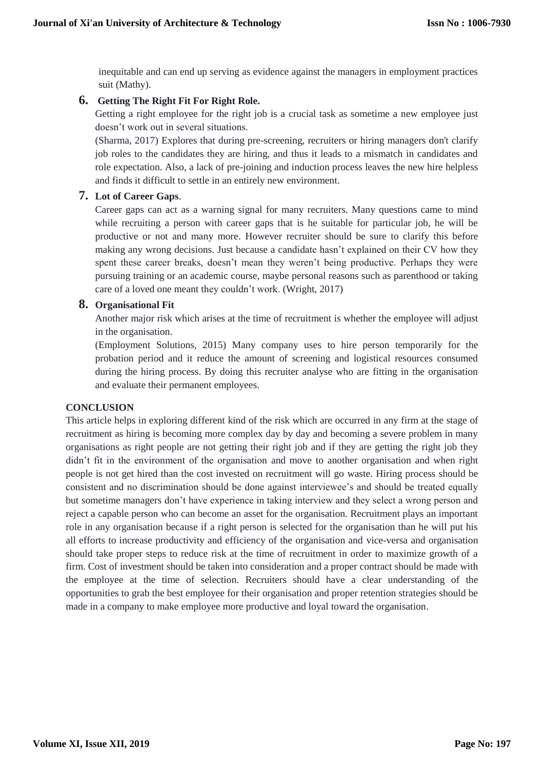inequitable and can end up serving as evidence against the managers in employment practices suit (Mathy).

6. **Getting The Right Fit For Right Role.**

   Getting a right employee for the right job is a crucial task as sometime a new employee just doesn't work out in several situations.

   (Sharma, 2017) Explores that during pre-screening, recruiters or hiring managers don't clarify job roles to the candidates they are hiring, and thus it leads to a mismatch in candidates and role expectation. Also, a lack of pre-joining and induction process leaves the new hire helpless and finds it difficult to settle in an entirely new environment.

7. **Lot of Career Gaps**.

   Career gaps can act as a warning signal for many recruiters. Many questions came to mind while recruiting a person with career gaps that is he suitable for particular job, he will be productive or not and many more. However recruiter should be sure to clarify this before making any wrong decisions. Just because a candidate hasn't explained on their CV how they spent these career breaks, doesn't mean they weren't being productive. Perhaps they were pursuing training or an academic course, maybe personal reasons such as parenthood or taking care of a loved one meant they couldn't work. (Wright, 2017)

8. **Organisational Fit**

   Another major risk which arises at the time of recruitment is whether the employee will adjust in the organisation.

   (Employment Solutions, 2015) Many company uses to hire person temporarily for the probation period and it reduce the amount of screening and logistical resources consumed during the hiring process. By doing this recruiter analyse who are fitting in the organisation and evaluate their permanent employees.

## CONCLUSION

This article helps in exploring different kind of the risk which are occurred in any firm at the stage of recruitment as hiring is becoming more complex day by day and becoming a severe problem in many organisations as right people are not getting their right job and if they are getting the right job they didn't fit in the environment of the organisation and move to another organisation and when right people is not get hired than the cost invested on recruitment will go waste. Hiring process should be consistent and no discrimination should be done against interviewee's and should be treated equally but sometime managers don't have experience in taking interview and they select a wrong person and reject a capable person who can become an asset for the organisation. Recruitment plays an important role in any organisation because if a right person is selected for the organisation than he will put his all efforts to increase productivity and efficiency of the organisation and vice-versa and organisation should take proper steps to reduce risk at the time of recruitment in order to maximize growth of a firm. Cost of investment should be taken into consideration and a proper contract should be made with the employee at the time of selection. Recruiters should have a clear understanding of the opportunities to grab the best employee for their organisation and proper retention strategies should be made in a company to make employee more productive and loyal toward the organisation.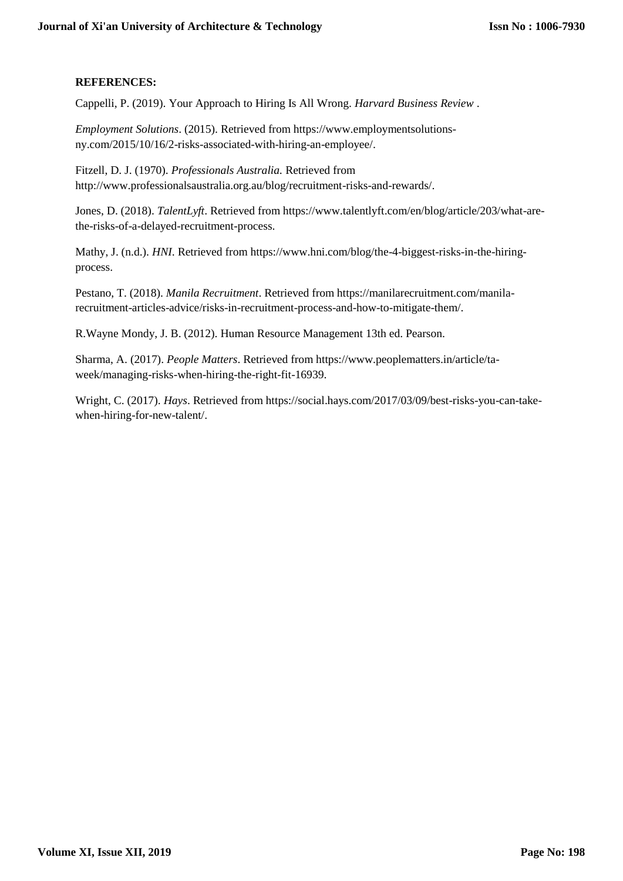**REFERENCES:**

Cappelli, P. (2019). Your Approach to Hiring Is All Wrong. *Harvard Business Review* .

*Employment Solutions*. (2015). Retrieved from https://www.employmentsolutions-ny.com/2015/10/16/2-risks-associated-with-hiring-an-employee/.

Fitzell, D. J. (1970). *Professionals Australia.* Retrieved from http://www.professionalsaustralia.org.au/blog/recruitment-risks-and-rewards/.

Jones, D. (2018). *TalentLyft*. Retrieved from https://www.talentlyft.com/en/blog/article/203/what-are-the-risks-of-a-delayed-recruitment-process.

Mathy, J. (n.d.). *HNI*. Retrieved from https://www.hni.com/blog/the-4-biggest-risks-in-the-hiring-process.

Pestano, T. (2018). *Manila Recruitment*. Retrieved from https://manilarecruitment.com/manila-recruitment-articles-advice/risks-in-recruitment-process-and-how-to-mitigate-them/.

R.Wayne Mondy, J. B. (2012). Human Resource Management 13th ed. Pearson.

Sharma, A. (2017). *People Matters*. Retrieved from https://www.peoplematters.in/article/ta-week/managing-risks-when-hiring-the-right-fit-16939.

Wright, C. (2017). *Hays*. Retrieved from https://social.hays.com/2017/03/09/best-risks-you-can-take-when-hiring-for-new-talent/.